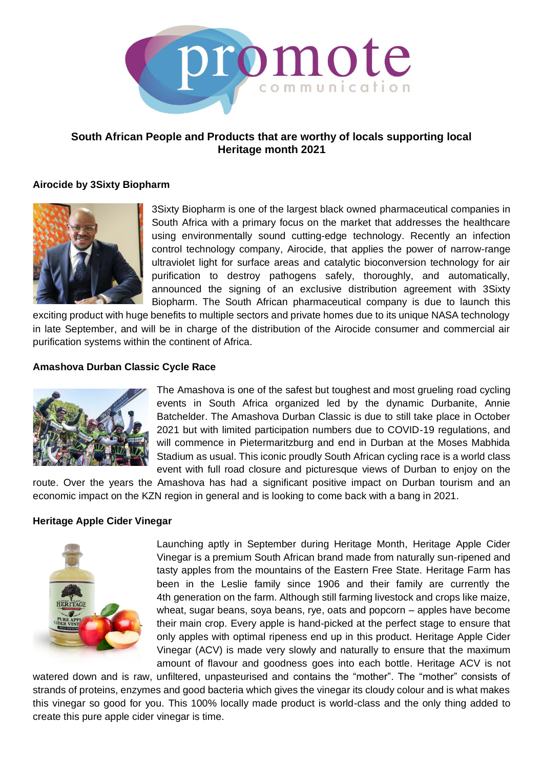## South African People and Products that are worthy of locals supporting local Heritage month 2021

### Airocide by 3Sixty Biopharm

3Sixty Biopharm is one of the largest black owned pharmaceutical companies in South Africa with a primary focus on the market that addresses the healthcare using environmentally sound cutting-edge technology. Recently an infection control technology company, Airocide, that applies the power of narrow-range ultraviolet light for surface areas and catalytic bioconversion technology for air purification to destroy pathogens safely, thoroughly, and automatically, announced the signing of an exclusive distribution agreement with 3Sixty Biopharm. The South African pharmaceutical company is due to launch this exciting product with huge benefits to multiple sectors and private homes due to its unique NASA technology in late September, and will be in charge of the distribution of the Airocide consumer and commercial air purification systems within the continent of Africa.

### Amashova Durban Classic Cycle Race

The Amashova is one of the safest but toughest and most grueling road cycling events in South Africa organized led by the dynamic Durbanite, Annie Batchelder. The Amashova Durban Classic is due to still take place in October 2021 but with limited participation numbers due to COVID-19 regulations, and will commence in Pietermaritzburg and end in Durban at the Moses Mabhida Stadium as usual. This iconic proudly South African cycling race is a world class event with full road closure and picturesque views of Durban to enjoy on the route. Over the years the Amashova has had a significant positive impact on Durban tourism and an economic impact on the KZN region in general and is looking to come back with a bang in 2021.

### Heritage Apple Cider Vinegar

Launching aptly in September during Heritage Month, Heritage Apple Cider Vinegar is a premium South African brand made from naturally sun-ripened and tasty apples from the mountains of the Eastern Free State. Heritage Farm has been in the Leslie family since 1906 and their family are currently the 4th generation on the farm. Although still farming livestock and crops like maize, wheat, sugar beans, soya beans, rye, oats and popcorn – apples have become their main crop. Every apple is hand-picked at the perfect stage to ensure that only apples with optimal ripeness end up in this product. Heritage Apple Cider Vinegar (ACV) is made very slowly and naturally to ensure that the maximum amount of flavour and goodness goes into each bottle. Heritage ACV is not watered down and is raw, unfiltered, unpasteurised and contains the "mother". The "mother" consists of strands of proteins, enzymes and good bacteria which gives the vinegar its cloudy colour and is what makes this vinegar so good for you. This 100% locally made product is world-class and the only thing added to create this pure apple cider vinegar is time.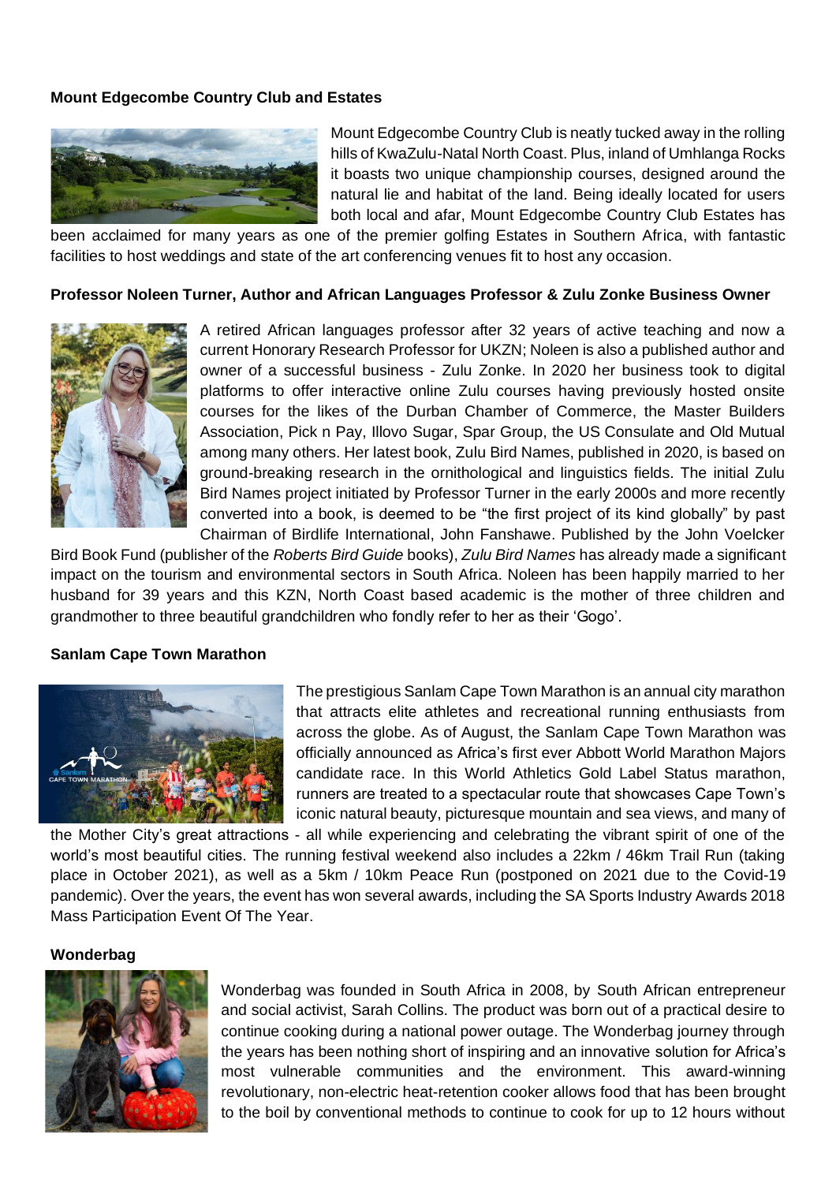**Mount Edgecombe Country Club and Estates**

Mount Edgecombe Country Club is neatly tucked away in the rolling hills of KwaZulu-Natal North Coast. Plus, inland of Umhlanga Rocks it boasts two unique championship courses, designed around the natural lie and habitat of the land. Being ideally located for users both local and afar, Mount Edgecombe Country Club Estates has been acclaimed for many years as one of the premier golfing Estates in Southern Africa, with fantastic facilities to host weddings and state of the art conferencing venues fit to host any occasion.

**Professor Noleen Turner, Author and African Languages Professor & Zulu Zonke Business Owner**

A retired African languages professor after 32 years of active teaching and now a current Honorary Research Professor for UKZN; Noleen is also a published author and owner of a successful business - Zulu Zonke. In 2020 her business took to digital platforms to offer interactive online Zulu courses having previously hosted onsite courses for the likes of the Durban Chamber of Commerce, the Master Builders Association, Pick n Pay, Illovo Sugar, Spar Group, the US Consulate and Old Mutual among many others. Her latest book, Zulu Bird Names, published in 2020, is based on ground-breaking research in the ornithological and linguistics fields. The initial Zulu Bird Names project initiated by Professor Turner in the early 2000s and more recently converted into a book, is deemed to be "the first project of its kind globally" by past Chairman of Birdlife International, John Fanshawe. Published by the John Voelcker Bird Book Fund (publisher of the *Roberts Bird Guide* books), *Zulu Bird Names* has already made a significant impact on the tourism and environmental sectors in South Africa. Noleen has been happily married to her husband for 39 years and this KZN, North Coast based academic is the mother of three children and grandmother to three beautiful grandchildren who fondly refer to her as their 'Gogo'.

**Sanlam Cape Town Marathon**

The prestigious Sanlam Cape Town Marathon is an annual city marathon that attracts elite athletes and recreational running enthusiasts from across the globe. As of August, the Sanlam Cape Town Marathon was officially announced as Africa's first ever Abbott World Marathon Majors candidate race. In this World Athletics Gold Label Status marathon, runners are treated to a spectacular route that showcases Cape Town's iconic natural beauty, picturesque mountain and sea views, and many of the Mother City's great attractions - all while experiencing and celebrating the vibrant spirit of one of the world's most beautiful cities. The running festival weekend also includes a 22km / 46km Trail Run (taking place in October 2021), as well as a 5km / 10km Peace Run (postponed on 2021 due to the Covid-19 pandemic). Over the years, the event has won several awards, including the SA Sports Industry Awards 2018 Mass Participation Event Of The Year.

**Wonderbag**

Wonderbag was founded in South Africa in 2008, by South African entrepreneur and social activist, Sarah Collins. The product was born out of a practical desire to continue cooking during a national power outage. The Wonderbag journey through the years has been nothing short of inspiring and an innovative solution for Africa's most vulnerable communities and the environment. This award-winning revolutionary, non-electric heat-retention cooker allows food that has been brought to the boil by conventional methods to continue to cook for up to 12 hours without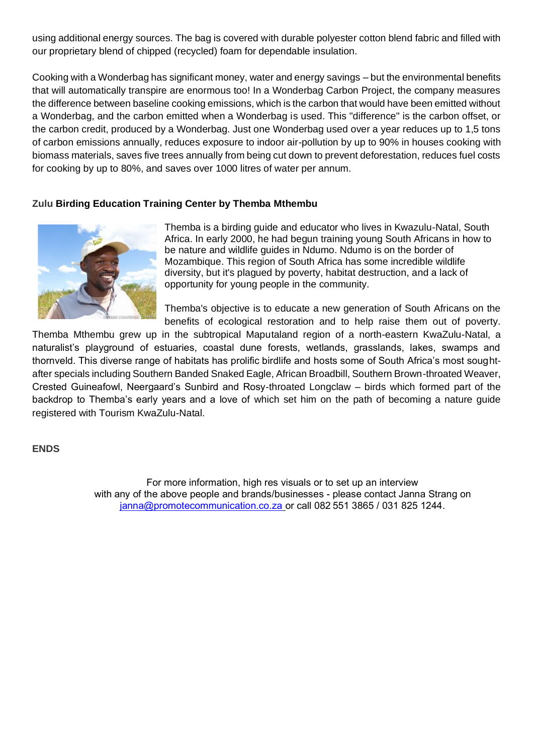using additional energy sources. The bag is covered with durable polyester cotton blend fabric and filled with our proprietary blend of chipped (recycled) foam for dependable insulation.

Cooking with a Wonderbag has significant money, water and energy savings – but the environmental benefits that will automatically transpire are enormous too! In a Wonderbag Carbon Project, the company measures the difference between baseline cooking emissions, which is the carbon that would have been emitted without a Wonderbag, and the carbon emitted when a Wonderbag is used. This "difference" is the carbon offset, or the carbon credit, produced by a Wonderbag. Just one Wonderbag used over a year reduces up to 1,5 tons of carbon emissions annually, reduces exposure to indoor air-pollution by up to 90% in houses cooking with biomass materials, saves five trees annually from being cut down to prevent deforestation, reduces fuel costs for cooking by up to 80%, and saves over 1000 litres of water per annum.

**Zulu Birding Education Training Center by Themba Mthembu**

Themba is a birding guide and educator who lives in Kwazulu-Natal, South Africa. In early 2000, he had begun training young South Africans in how to be nature and wildlife guides in Ndumo. Ndumo is on the border of Mozambique. This region of South Africa has some incredible wildlife diversity, but it's plagued by poverty, habitat destruction, and a lack of opportunity for young people in the community.

Themba's objective is to educate a new generation of South Africans on the benefits of ecological restoration and to help raise them out of poverty. Themba Mthembu grew up in the subtropical Maputaland region of a north-eastern KwaZulu-Natal, a naturalist's playground of estuaries, coastal dune forests, wetlands, grasslands, lakes, swamps and thornveld. This diverse range of habitats has prolific birdlife and hosts some of South Africa's most sought-after specials including Southern Banded Snaked Eagle, African Broadbill, Southern Brown-throated Weaver, Crested Guineafowl, Neergaard's Sunbird and Rosy-throated Longclaw – birds which formed part of the backdrop to Themba's early years and a love of which set him on the path of becoming a nature guide registered with Tourism KwaZulu-Natal.

**ENDS**

For more information, high res visuals or to set up an interview with any of the above people and brands/businesses - please contact Janna Strang on janna@promotecommunication.co.za or call 082 551 3865 / 031 825 1244.